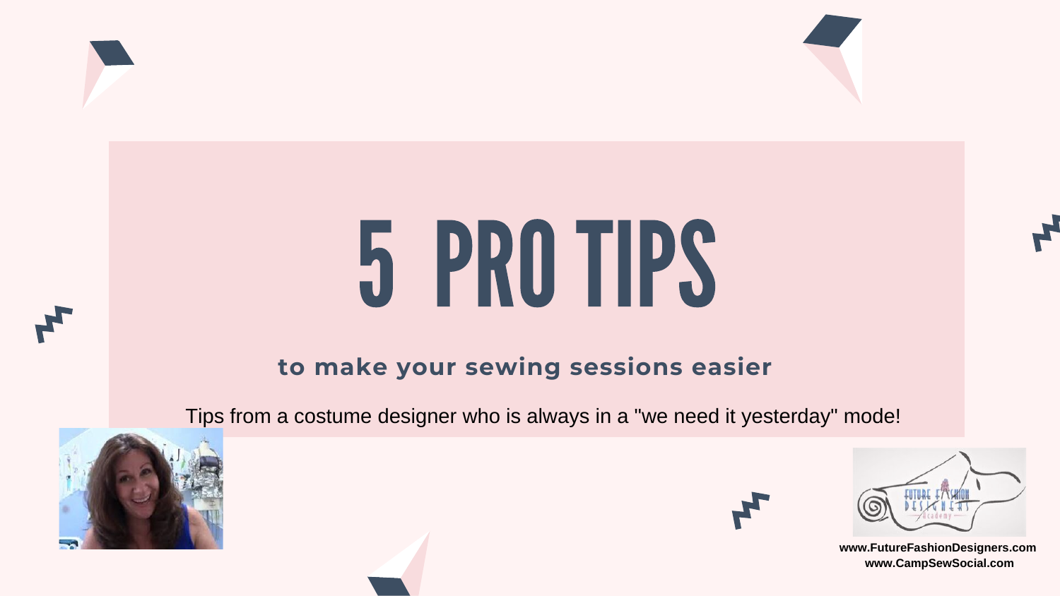# 5 PRO TIPS

**to make your sewing sessions easier**

Tips from a costume designer who is always in a "we need it yesterday" mode!

**www.FutureFashionDesigners.com**
**www.CampSewSocial.com**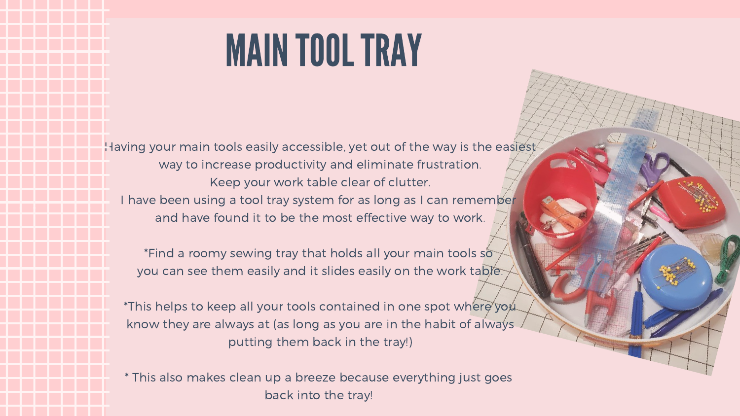# MAIN TOOL TRAY

Having your main tools easily accessible, yet out of the way is the easiest way to increase productivity and eliminate frustration.
Keep your work table clear of clutter.
I have been using a tool tray system for as long as I can remember and have found it to be the most effective way to work.

*Find a roomy sewing tray that holds all your main tools so you can see them easily and it slides easily on the work table.

*This helps to keep all your tools contained in one spot where you know they are always at (as long as you are in the habit of always putting them back in the tray!)

* This also makes clean up a breeze because everything just goes back into the tray!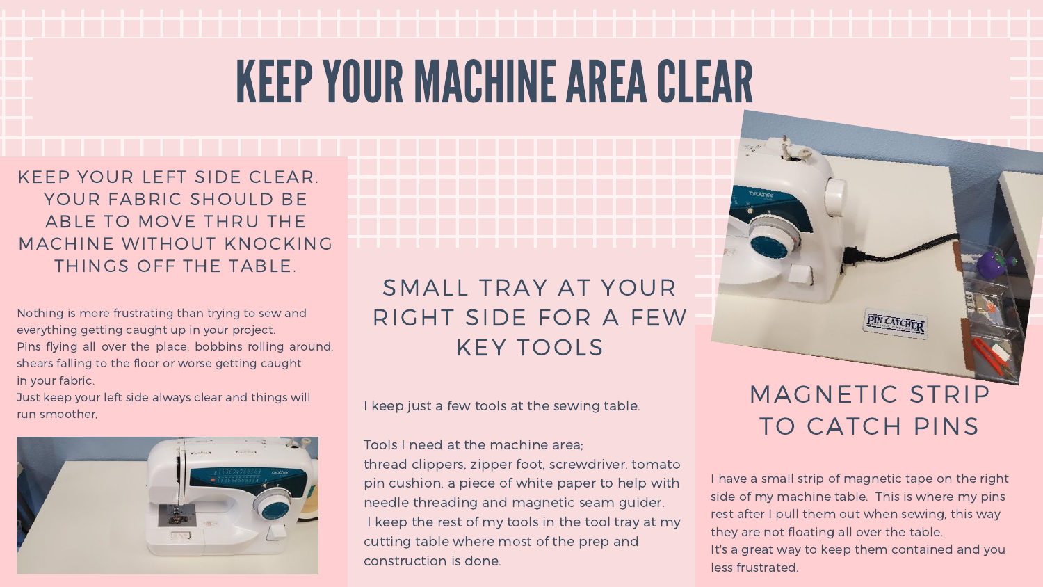# KEEP YOUR MACHINE AREA CLEAR

## KEEP YOUR LEFT SIDE CLEAR. YOUR FABRIC SHOULD BE ABLE TO MOVE THRU THE MACHINE WITHOUT KNOCKING THINGS OFF THE TABLE.

Nothing is more frustrating than trying to sew and everything getting caught up in your project.
Pins flying all over the place, bobbins rolling around, shears falling to the floor or worse getting caught in your fabric.
Just keep your left side always clear and things will run smoother,

## SMALL TRAY AT YOUR RIGHT SIDE FOR A FEW KEY TOOLS

I keep just a few tools at the sewing table.

Tools I need at the machine area;
thread clippers, zipper foot, screwdriver, tomato pin cushion, a piece of white paper to help with needle threading and magnetic seam guider.
I keep the rest of my tools in the tool tray at my cutting table where most of the prep and construction is done.

## MAGNETIC STRIP TO CATCH PINS

I have a small strip of magnetic tape on the right side of my machine table. This is where my pins rest after I pull them out when sewing, this way they are not floating all over the table.
It's a great way to keep them contained and you less frustrated.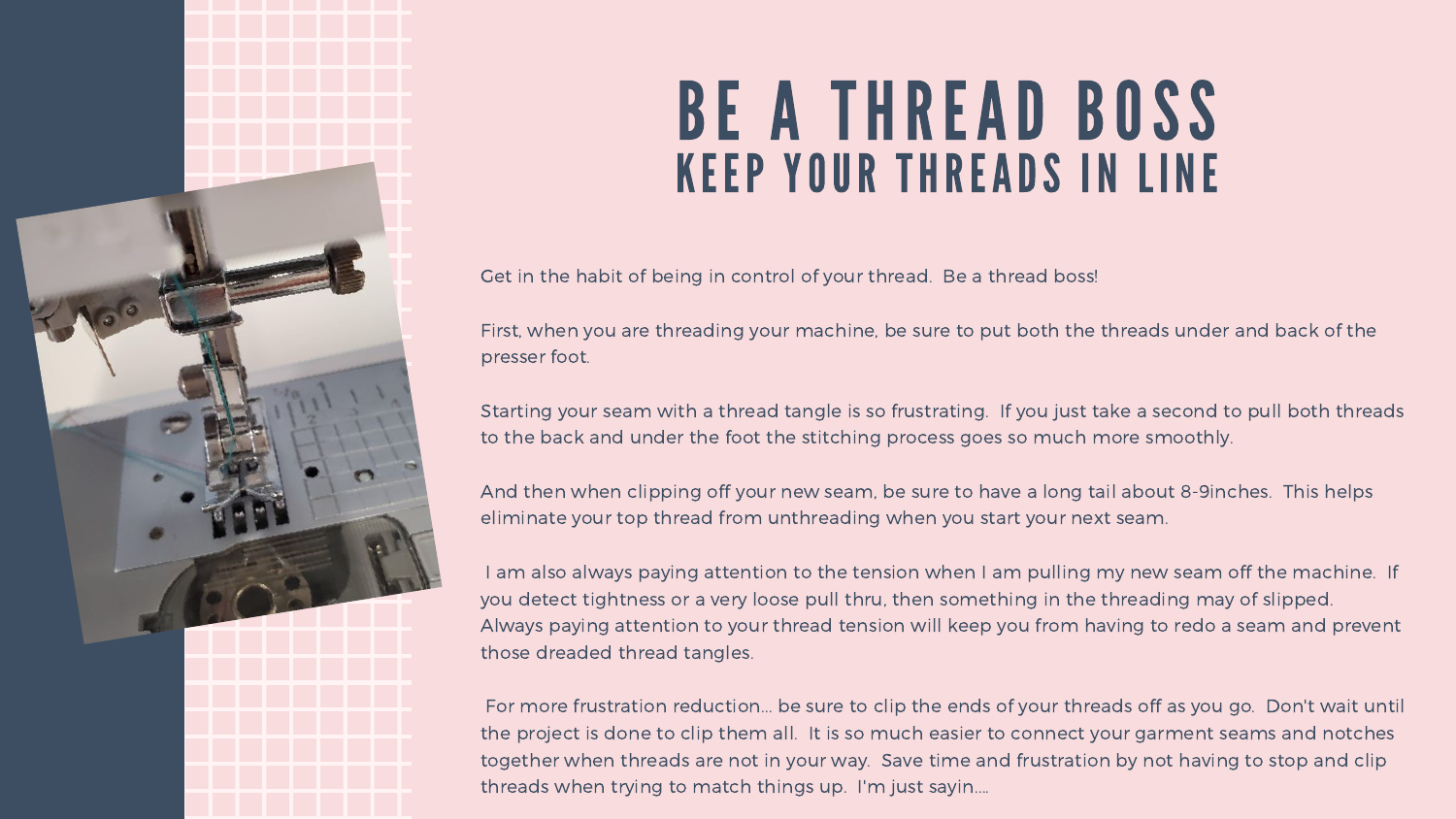# BE A THREAD BOSS

## KEEP YOUR THREADS IN LINE

Get in the habit of being in control of your thread. Be a thread boss!

First, when you are threading your machine, be sure to put both the threads under and back of the presser foot.

Starting your seam with a thread tangle is so frustrating. If you just take a second to pull both threads to the back and under the foot the stitching process goes so much more smoothly.

And then when clipping off your new seam, be sure to have a long tail about 8-9inches. This helps eliminate your top thread from unthreading when you start your next seam.

I am also always paying attention to the tension when I am pulling my new seam off the machine. If you detect tightness or a very loose pull thru, then something in the threading may of slipped. Always paying attention to your thread tension will keep you from having to redo a seam and prevent those dreaded thread tangles.

For more frustration reduction... be sure to clip the ends of your threads off as you go. Don't wait until the project is done to clip them all. It is so much easier to connect your garment seams and notches together when threads are not in your way. Save time and frustration by not having to stop and clip threads when trying to match things up. I'm just sayin....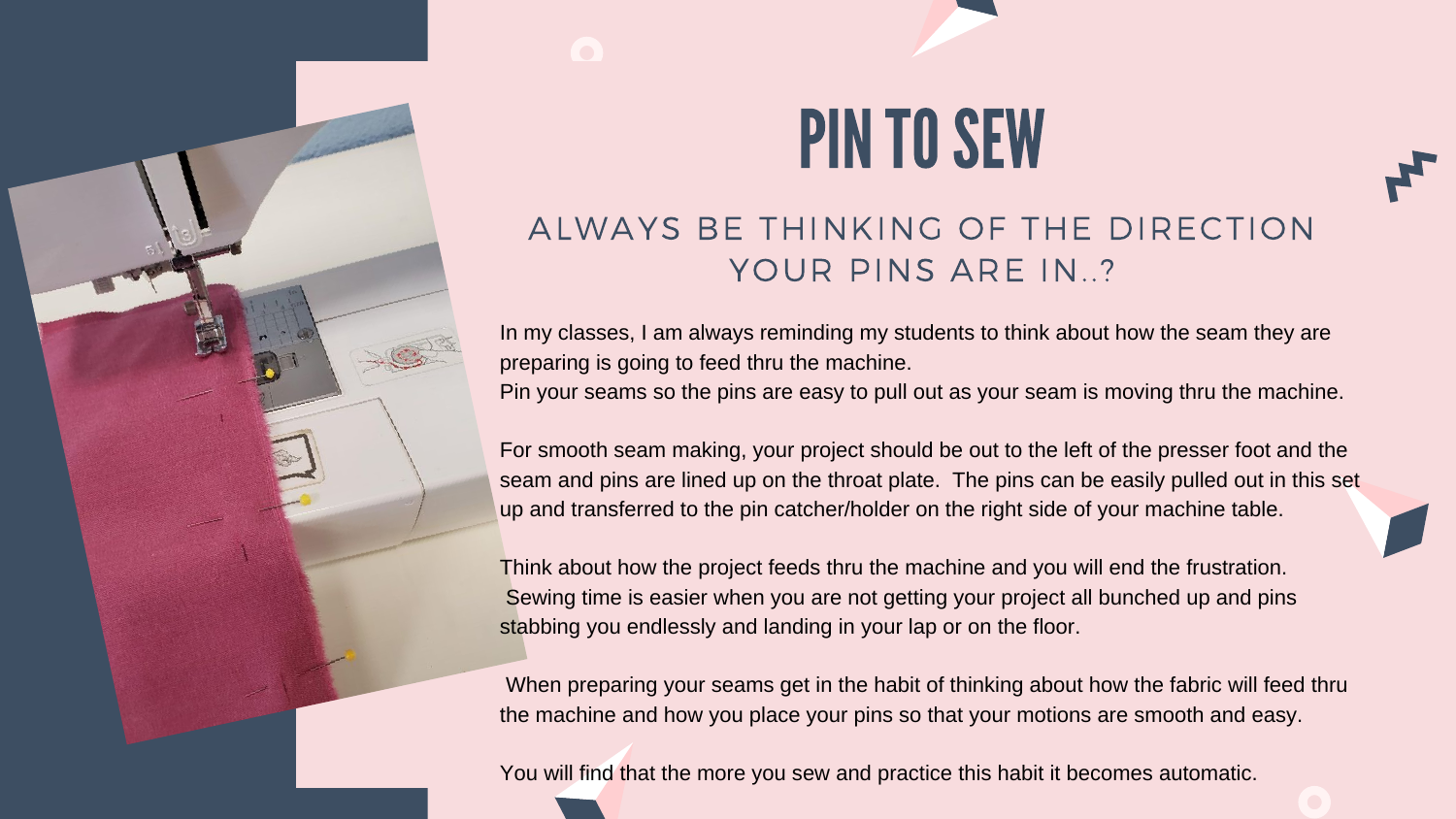# PIN TO SEW

## ALWAYS BE THINKING OF THE DIRECTION YOUR PINS ARE IN..?

In my classes, I am always reminding my students to think about how the seam they are preparing is going to feed thru the machine.
Pin your seams so the pins are easy to pull out as your seam is moving thru the machine.

For smooth seam making, your project should be out to the left of the presser foot and the seam and pins are lined up on the throat plate. The pins can be easily pulled out in this set up and transferred to the pin catcher/holder on the right side of your machine table.

Think about how the project feeds thru the machine and you will end the frustration. Sewing time is easier when you are not getting your project all bunched up and pins stabbing you endlessly and landing in your lap or on the floor.

When preparing your seams get in the habit of thinking about how the fabric will feed thru the machine and how you place your pins so that your motions are smooth and easy.

You will find that the more you sew and practice this habit it becomes automatic.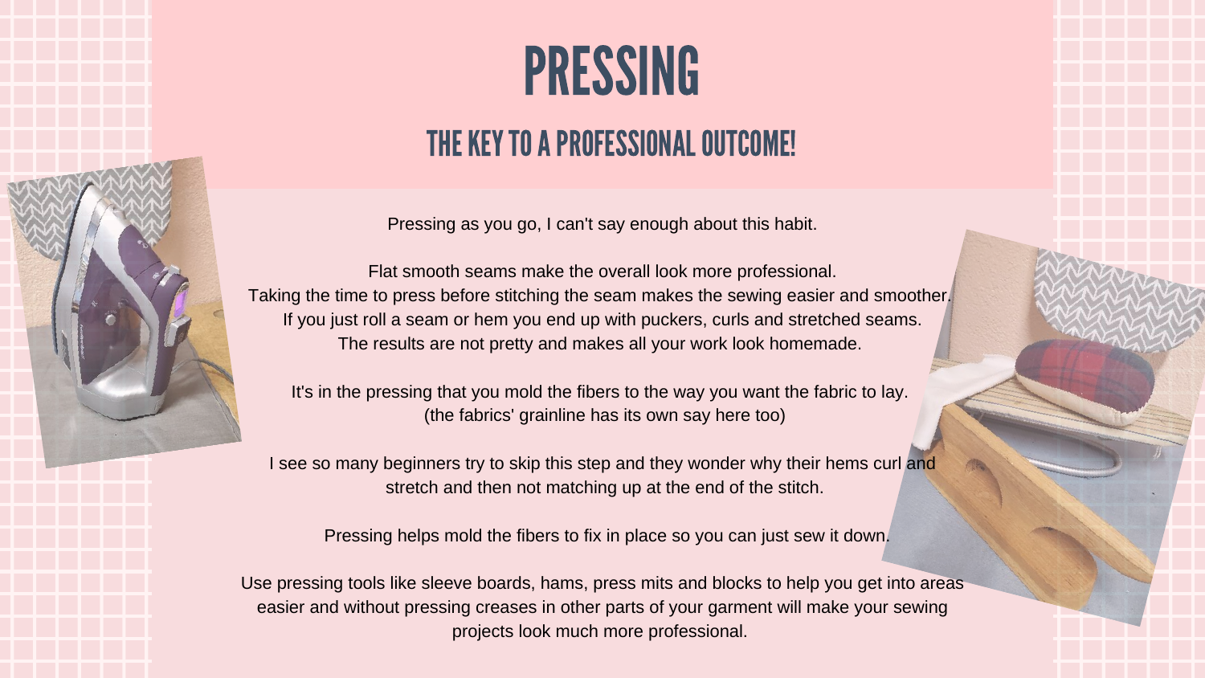# PRESSING

## THE KEY TO A PROFESSIONAL OUTCOME!

Pressing as you go, I can't say enough about this habit.

Flat smooth seams make the overall look more professional.
Taking the time to press before stitching the seam makes the sewing easier and smoother.
If you just roll a seam or hem you end up with puckers, curls and stretched seams.
The results are not pretty and makes all your work look homemade.

It's in the pressing that you mold the fibers to the way you want the fabric to lay.
(the fabrics' grainline has its own say here too)

I see so many beginners try to skip this step and they wonder why their hems curl and stretch and then not matching up at the end of the stitch.

Pressing helps mold the fibers to fix in place so you can just sew it down.

Use pressing tools like sleeve boards, hams, press mits and blocks to help you get into areas easier and without pressing creases in other parts of your garment will make your sewing projects look much more professional.